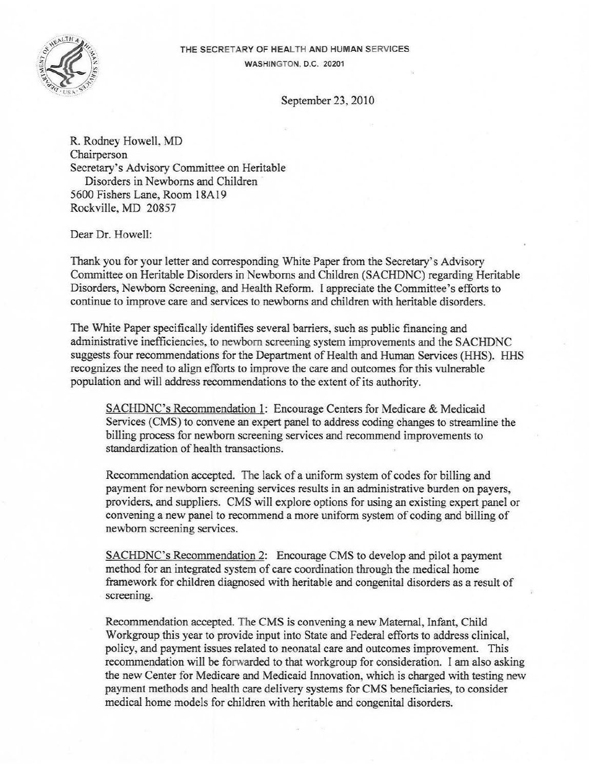THE SECRETARY OF HEALTH AND HUMAN SERVICES
WASHINGTON, D.C. 20201

September 23, 2010

R. Rodney Howell, MD
Chairperson
Secretary's Advisory Committee on Heritable
Disorders in Newborns and Children
5600 Fishers Lane, Room 18A19
Rockville, MD 20857

Dear Dr. Howell:

Thank you for your letter and corresponding White Paper from the Secretary's Advisory Committee on Heritable Disorders in Newborns and Children (SACHDNC) regarding Heritable Disorders, Newborn Screening, and Health Reform. I appreciate the Committee's efforts to continue to improve care and services to newborns and children with heritable disorders.

The White Paper specifically identifies several barriers, such as public financing and administrative inefficiencies, to newborn screening system improvements and the SACHDNC suggests four recommendations for the Department of Health and Human Services (HHS). HHS recognizes the need to align efforts to improve the care and outcomes for this vulnerable population and will address recommendations to the extent of its authority.

> <u>SACHDNC's Recommendation 1</u>: Encourage Centers for Medicare & Medicaid Services (CMS) to convene an expert panel to address coding changes to streamline the billing process for newborn screening services and recommend improvements to standardization of health transactions.
>
> Recommendation accepted. The lack of a uniform system of codes for billing and payment for newborn screening services results in an administrative burden on payers, providers, and suppliers. CMS will explore options for using an existing expert panel or convening a new panel to recommend a more uniform system of coding and billing of newborn screening services.
>
> <u>SACHDNC's Recommendation 2</u>: Encourage CMS to develop and pilot a payment method for an integrated system of care coordination through the medical home framework for children diagnosed with heritable and congenital disorders as a result of screening.
>
> Recommendation accepted. The CMS is convening a new Maternal, Infant, Child Workgroup this year to provide input into State and Federal efforts to address clinical, policy, and payment issues related to neonatal care and outcomes improvement. This recommendation will be forwarded to that workgroup for consideration. I am also asking the new Center for Medicare and Medicaid Innovation, which is charged with testing new payment methods and health care delivery systems for CMS beneficiaries, to consider medical home models for children with heritable and congenital disorders.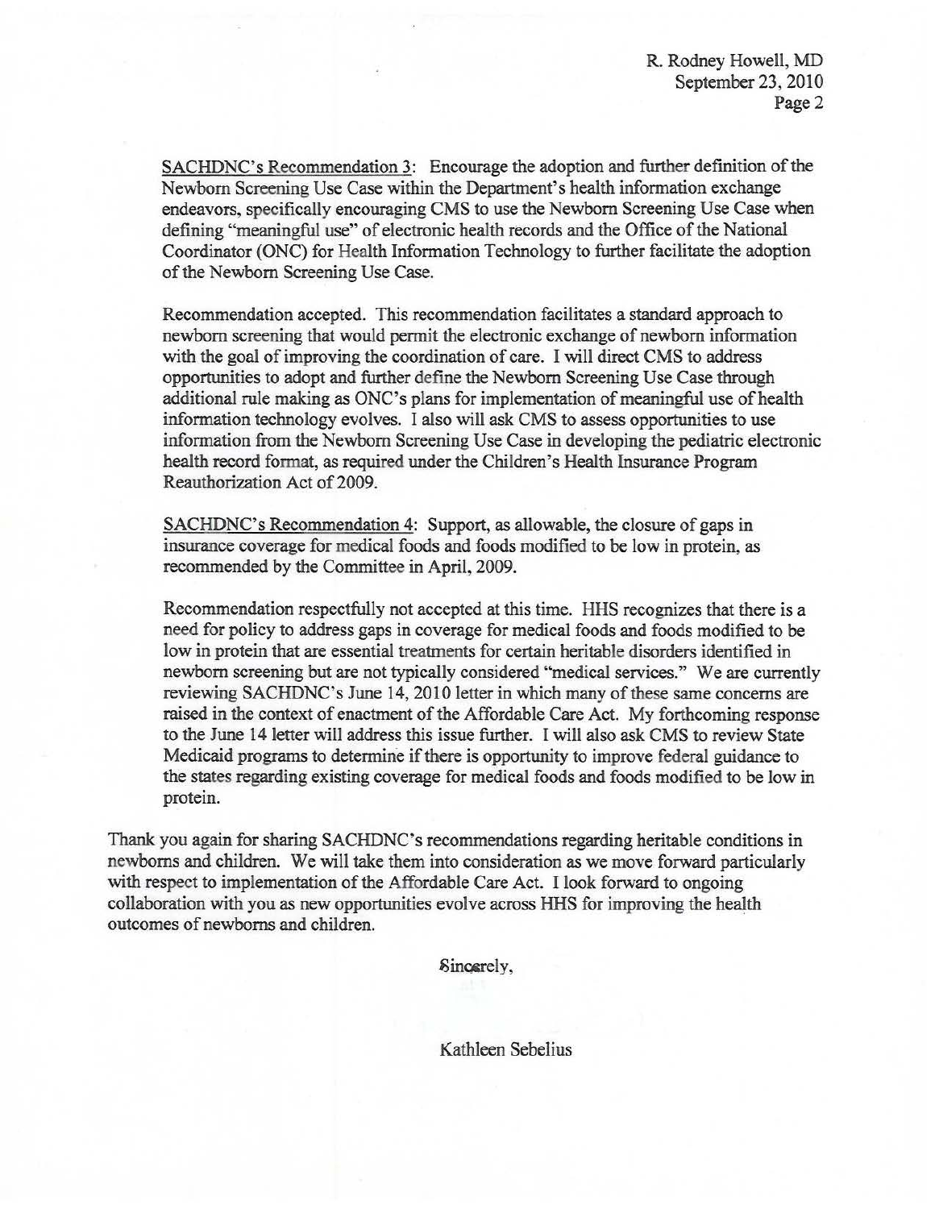SACHDNC's Recommendation 3: Encourage the adoption and further definition of the Newborn Screening Use Case within the Department's health information exchange endeavors, specifically encouraging CMS to use the Newborn Screening Use Case when defining "meaningful use" of electronic health records and the Office of the National Coordinator (ONC) for Health Information Technology to further facilitate the adoption of the Newborn Screening Use Case.

Recommendation accepted. This recommendation facilitates a standard approach to newborn screening that would permit the electronic exchange of newborn information with the goal of improving the coordination of care. I will direct CMS to address opportunities to adopt and further define the Newborn Screening Use Case through additional rule making as ONC's plans for implementation of meaningful use of health information technology evolves. I also will ask CMS to assess opportunities to use information from the Newborn Screening Use Case in developing the pediatric electronic health record format, as required under the Children's Health Insurance Program Reauthorization Act of 2009.

SACHDNC's Recommendation 4: Support, as allowable, the closure of gaps in insurance coverage for medical foods and foods modified to be low in protein, as recommended by the Committee in April, 2009.

Recommendation respectfully not accepted at this time. HHS recognizes that there is a need for policy to address gaps in coverage for medical foods and foods modified to be low in protein that are essential treatments for certain heritable disorders identified in newborn screening but are not typically considered "medical services." We are currently reviewing SACHDNC's June 14, 2010 letter in which many of these same concerns are raised in the context of enactment of the Affordable Care Act. My forthcoming response to the June 14 letter will address this issue further. I will also ask CMS to review State Medicaid programs to determine if there is opportunity to improve federal guidance to the states regarding existing coverage for medical foods and foods modified to be low in protein.

Thank you again for sharing SACHDNC's recommendations regarding heritable conditions in newborns and children. We will take them into consideration as we move forward particularly with respect to implementation of the Affordable Care Act. I look forward to ongoing collaboration with you as new opportunities evolve across HHS for improving the health outcomes of newborns and children.

Sincerely,

Kathleen Sebelius